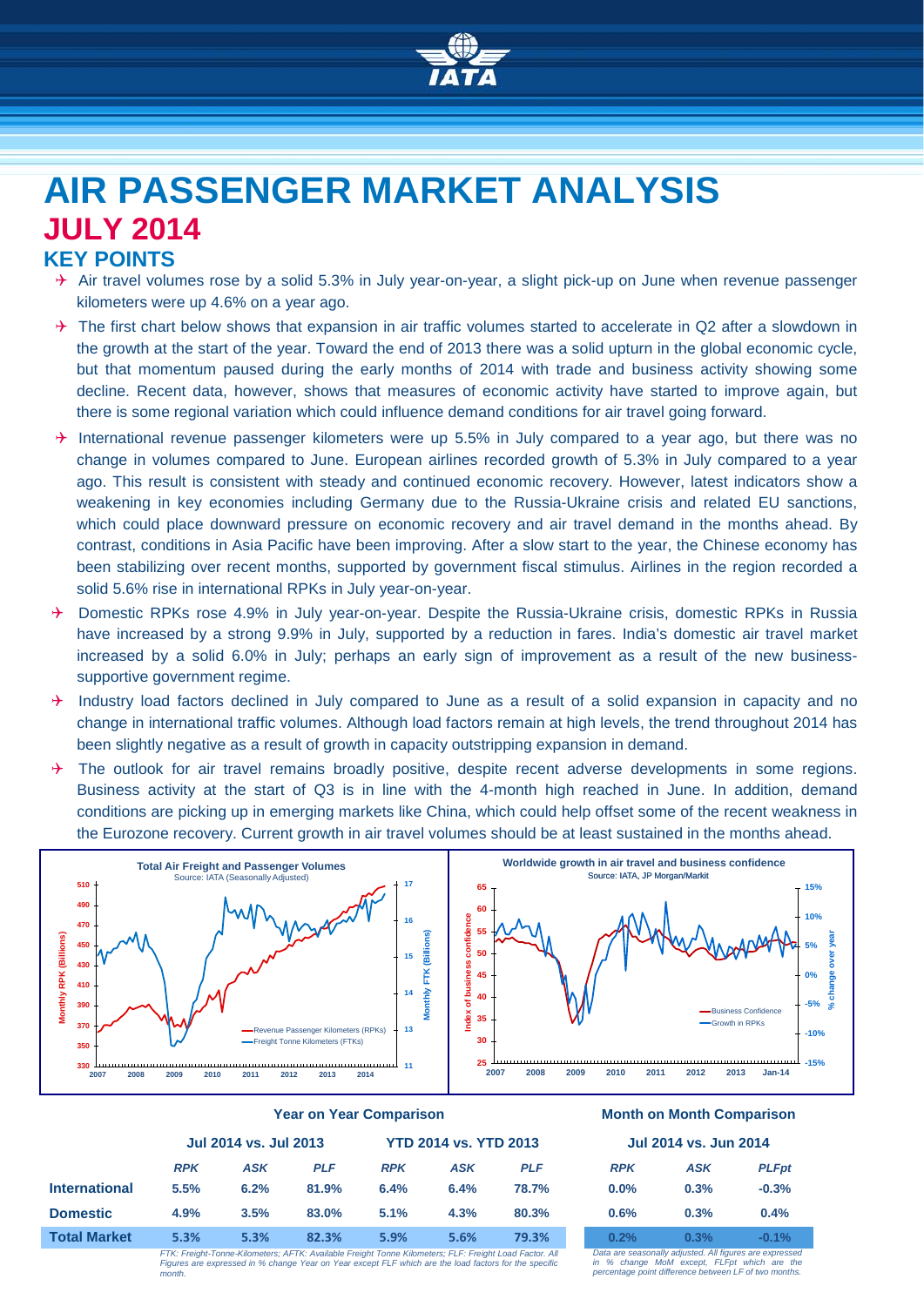# AIR PASSENGER MARKET ANALYSIS

## JULY 2014

### KEY POINTS

- Air travel volumes rose by a solid 5.3% in July year-on-year, a slight pick-up on June when revenue passenger kilometers were up 4.6% on a year ago.
- The first chart below shows that expansion in air traffic volumes started to accelerate in Q2 after a slowdown in the growth at the start of the year. Toward the end of 2013 there was a solid upturn in the global economic cycle, but that momentum paused during the early months of 2014 with trade and business activity showing some decline. Recent data, however, shows that measures of economic activity have started to improve again, but there is some regional variation which could influence demand conditions for air travel going forward.
- International revenue passenger kilometers were up 5.5% in July compared to a year ago, but there was no change in volumes compared to June. European airlines recorded growth of 5.3% in July compared to a year ago. This result is consistent with steady and continued economic recovery. However, latest indicators show a weakening in key economies including Germany due to the Russia-Ukraine crisis and related EU sanctions, which could place downward pressure on economic recovery and air travel demand in the months ahead. By contrast, conditions in Asia Pacific have been improving. After a slow start to the year, the Chinese economy has been stabilizing over recent months, supported by government fiscal stimulus. Airlines in the region recorded a solid 5.6% rise in international RPKs in July year-on-year.
- Domestic RPKs rose 4.9% in July year-on-year. Despite the Russia-Ukraine crisis, domestic RPKs in Russia have increased by a strong 9.9% in July, supported by a reduction in fares. India's domestic air travel market increased by a solid 6.0% in July; perhaps an early sign of improvement as a result of the new business-supportive government regime.
- Industry load factors declined in July compared to June as a result of a solid expansion in capacity and no change in international traffic volumes. Although load factors remain at high levels, the trend throughout 2014 has been slightly negative as a result of growth in capacity outstripping expansion in demand.
- The outlook for air travel remains broadly positive, despite recent adverse developments in some regions. Business activity at the start of Q3 is in line with the 4-month high reached in June. In addition, demand conditions are picking up in emerging markets like China, which could help offset some of the recent weakness in the Eurozone recovery. Current growth in air travel volumes should be at least sustained in the months ahead.

|  | Year on Year Comparison | | | | | | Month on Month Comparison | | |
|---|---|---|---|---|---|---|---|---|---|
|  | Jul 2014 vs. Jul 2013 | | | YTD 2014 vs. YTD 2013 | | | Jul 2014 vs. Jun 2014 | | |
|  | RPK | ASK | PLF | RPK | ASK | PLF | RPK | ASK | PLFpt |
| **International** | 5.5% | 6.2% | 81.9% | 6.4% | 6.4% | 78.7% | 0.0% | 0.3% | -0.3% |
| **Domestic** | 4.9% | 3.5% | 83.0% | 5.1% | 4.3% | 80.3% | 0.6% | 0.3% | 0.4% |
| **Total Market** | 5.3% | 5.3% | 82.3% | 5.9% | 5.6% | 79.3% | 0.2% | 0.3% | -0.1% |

*FTK: Freight-Tonne-Kilometers; AFTK: Available Freight Tonne Kilometers; FLF: Freight Load Factor. All Figures are expressed in % change Year on Year except FLF which are the load factors for the specific month.*

*Data are seasonally adjusted. All figures are expressed in % change MoM except, FLFpt which are the percentage point difference between LF of two months.*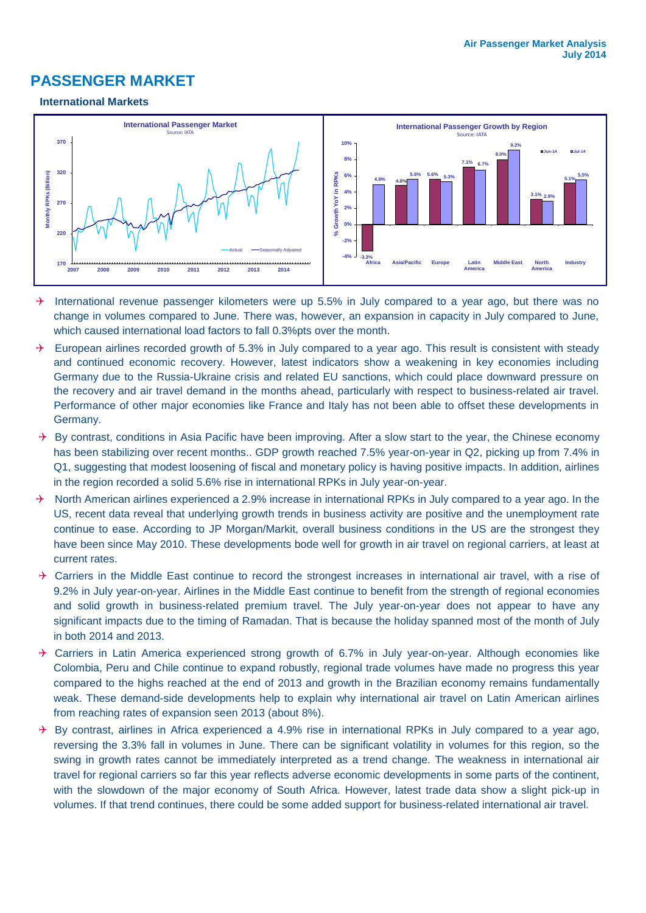# PASSENGER MARKET

### International Markets

- International revenue passenger kilometers were up 5.5% in July compared to a year ago, but there was no change in volumes compared to June. There was, however, an expansion in capacity in July compared to June, which caused international load factors to fall 0.3%pts over the month.
- European airlines recorded growth of 5.3% in July compared to a year ago. This result is consistent with steady and continued economic recovery. However, latest indicators show a weakening in key economies including Germany due to the Russia-Ukraine crisis and related EU sanctions, which could place downward pressure on the recovery and air travel demand in the months ahead, particularly with respect to business-related air travel. Performance of other major economies like France and Italy has not been able to offset these developments in Germany.
- By contrast, conditions in Asia Pacific have been improving. After a slow start to the year, the Chinese economy has been stabilizing over recent months.. GDP growth reached 7.5% year-on-year in Q2, picking up from 7.4% in Q1, suggesting that modest loosening of fiscal and monetary policy is having positive impacts. In addition, airlines in the region recorded a solid 5.6% rise in international RPKs in July year-on-year.
- North American airlines experienced a 2.9% increase in international RPKs in July compared to a year ago. In the US, recent data reveal that underlying growth trends in business activity are positive and the unemployment rate continue to ease. According to JP Morgan/Markit, overall business conditions in the US are the strongest they have been since May 2010. These developments bode well for growth in air travel on regional carriers, at least at current rates.
- Carriers in the Middle East continue to record the strongest increases in international air travel, with a rise of 9.2% in July year-on-year. Airlines in the Middle East continue to benefit from the strength of regional economies and solid growth in business-related premium travel. The July year-on-year does not appear to have any significant impacts due to the timing of Ramadan. That is because the holiday spanned most of the month of July in both 2014 and 2013.
- Carriers in Latin America experienced strong growth of 6.7% in July year-on-year. Although economies like Colombia, Peru and Chile continue to expand robustly, regional trade volumes have made no progress this year compared to the highs reached at the end of 2013 and growth in the Brazilian economy remains fundamentally weak. These demand-side developments help to explain why international air travel on Latin American airlines from reaching rates of expansion seen 2013 (about 8%).
- By contrast, airlines in Africa experienced a 4.9% rise in international RPKs in July compared to a year ago, reversing the 3.3% fall in volumes in June. There can be significant volatility in volumes for this region, so the swing in growth rates cannot be immediately interpreted as a trend change. The weakness in international air travel for regional carriers so far this year reflects adverse economic developments in some parts of the continent, with the slowdown of the major economy of South Africa. However, latest trade data show a slight pick-up in volumes. If that trend continues, there could be some added support for business-related international air travel.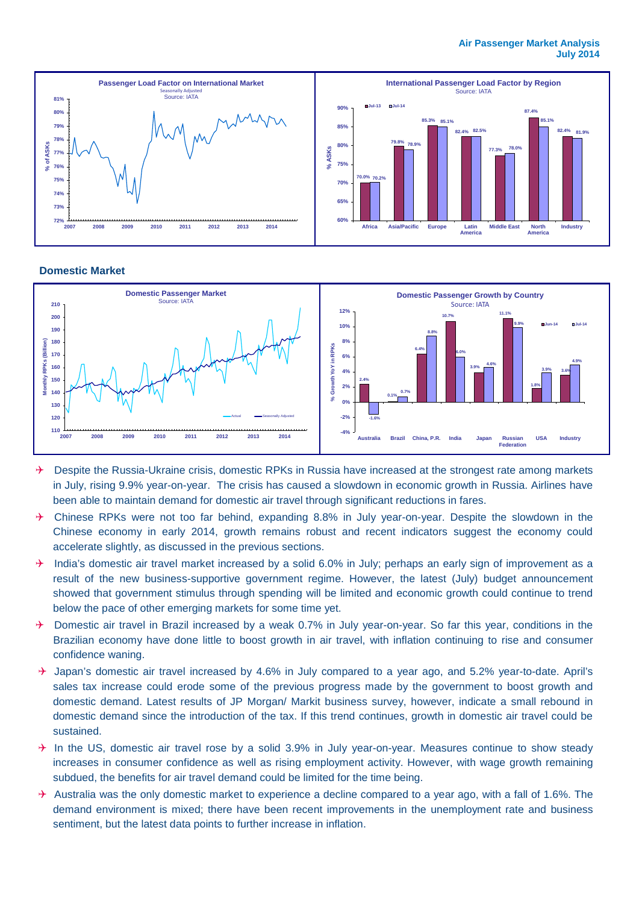## Domestic Market

- Despite the Russia-Ukraine crisis, domestic RPKs in Russia have increased at the strongest rate among markets in July, rising 9.9% year-on-year. The crisis has caused a slowdown in economic growth in Russia. Airlines have been able to maintain demand for domestic air travel through significant reductions in fares.
- Chinese RPKs were not too far behind, expanding 8.8% in July year-on-year. Despite the slowdown in the Chinese economy in early 2014, growth remains robust and recent indicators suggest the economy could accelerate slightly, as discussed in the previous sections.
- India's domestic air travel market increased by a solid 6.0% in July; perhaps an early sign of improvement as a result of the new business-supportive government regime. However, the latest (July) budget announcement showed that government stimulus through spending will be limited and economic growth could continue to trend below the pace of other emerging markets for some time yet.
- Domestic air travel in Brazil increased by a weak 0.7% in July year-on-year. So far this year, conditions in the Brazilian economy have done little to boost growth in air travel, with inflation continuing to rise and consumer confidence waning.
- Japan's domestic air travel increased by 4.6% in July compared to a year ago, and 5.2% year-to-date. April's sales tax increase could erode some of the previous progress made by the government to boost growth and domestic demand. Latest results of JP Morgan/ Markit business survey, however, indicate a small rebound in domestic demand since the introduction of the tax. If this trend continues, growth in domestic air travel could be sustained.
- In the US, domestic air travel rose by a solid 3.9% in July year-on-year. Measures continue to show steady increases in consumer confidence as well as rising employment activity. However, with wage growth remaining subdued, the benefits for air travel demand could be limited for the time being.
- Australia was the only domestic market to experience a decline compared to a year ago, with a fall of 1.6%. The demand environment is mixed; there have been recent improvements in the unemployment rate and business sentiment, but the latest data points to further increase in inflation.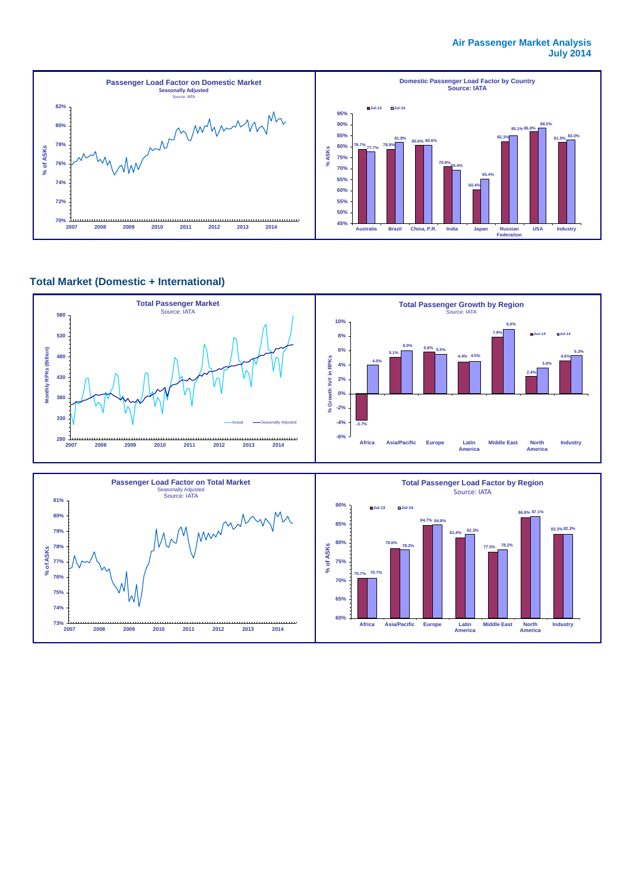**Air Passenger Market Analysis**
**July 2014**

**Passenger Load Factor on Domestic Market**
Seasonally Adjusted
Source: IATA

**Domestic Passenger Load Factor by Country**
Source: IATA

| Country | Jul-13 | Jul-14 |
|---|---|---|
| Australia | 78.7% | 77.7% |
| Brazil | 78.9% | 81.9% |
| China, P.R. | 80.6% | 80.6% |
| India | 70.9% | 69.4% |
| Japan | 60.4% | 65.4% |
| Russian Federation | 82.3% | 85.1% |
| USA | 86.8% | 88.5% |
| Industry | 81.9% | 83.0% |

## Total Market (Domestic + International)

**Total Passenger Market**
Source: IATA

**Total Passenger Growth by Region**
Source: IATA

| Region | Jun-14 | Jul-14 |
|---|---|---|
| Africa | -3.7% | 4.0% |
| Asia/Pacific | 5.1% | 6.0% |
| Europe | 5.8% | 5.5% |
| Latin America | 4.4% | 4.5% |
| Middle East | 7.9% | 9.0% |
| North America | 2.4% | 3.6% |
| Industry | 4.6% | 5.3% |

**Passenger Load Factor on Total Market**
Seasonally Adjusted
Source: IATA

**Total Passenger Load Factor by Region**
Source: IATA

| Region | Jul-13 | Jul-14 |
|---|---|---|
| Africa | 70.7% | 70.7% |
| Asia/Pacific | 78.6% | 78.2% |
| Europe | 84.7% | 84.8% |
| Latin America | 81.4% | 82.3% |
| Middle East | 77.5% | 78.2% |
| North America | 86.8% | 87.1% |
| Industry | 82.3% | 82.3% |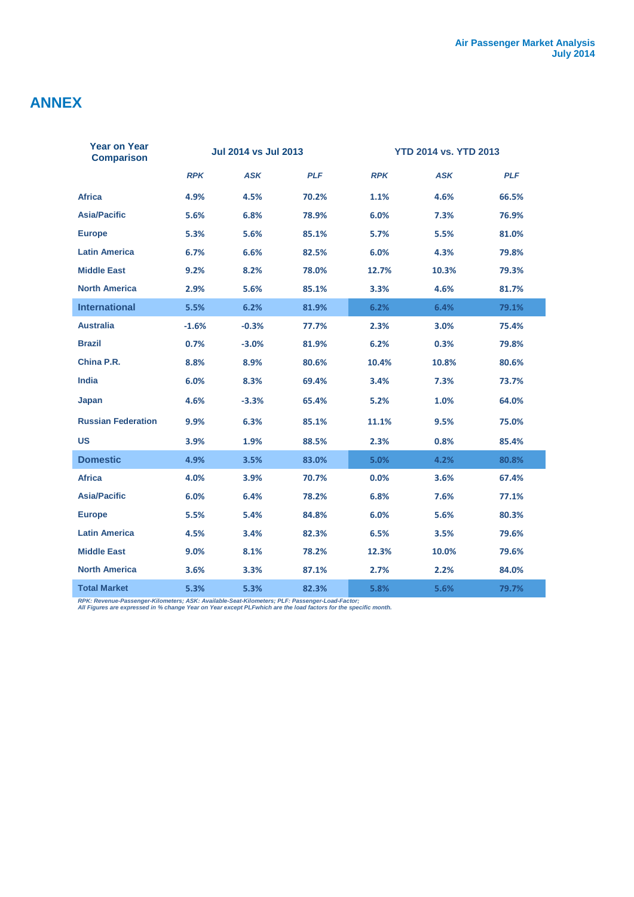## ANNEX

| Year on Year Comparison | Jul 2014 vs Jul 2013 | | | YTD 2014 vs. YTD 2013 | | |
|---|---|---|---|---|---|---|
| | *RPK* | *ASK* | *PLF* | *RPK* | *ASK* | *PLF* |
| **Africa** | 4.9% | 4.5% | 70.2% | 1.1% | 4.6% | 66.5% |
| **Asia/Pacific** | 5.6% | 6.8% | 78.9% | 6.0% | 7.3% | 76.9% |
| **Europe** | 5.3% | 5.6% | 85.1% | 5.7% | 5.5% | 81.0% |
| **Latin America** | 6.7% | 6.6% | 82.5% | 6.0% | 4.3% | 79.8% |
| **Middle East** | 9.2% | 8.2% | 78.0% | 12.7% | 10.3% | 79.3% |
| **North America** | 2.9% | 5.6% | 85.1% | 3.3% | 4.6% | 81.7% |
| **International** | 5.5% | 6.2% | 81.9% | 6.2% | 6.4% | 79.1% |
| **Australia** | -1.6% | -0.3% | 77.7% | 2.3% | 3.0% | 75.4% |
| **Brazil** | 0.7% | -3.0% | 81.9% | 6.2% | 0.3% | 79.8% |
| **China P.R.** | 8.8% | 8.9% | 80.6% | 10.4% | 10.8% | 80.6% |
| **India** | 6.0% | 8.3% | 69.4% | 3.4% | 7.3% | 73.7% |
| **Japan** | 4.6% | -3.3% | 65.4% | 5.2% | 1.0% | 64.0% |
| **Russian Federation** | 9.9% | 6.3% | 85.1% | 11.1% | 9.5% | 75.0% |
| **US** | 3.9% | 1.9% | 88.5% | 2.3% | 0.8% | 85.4% |
| **Domestic** | 4.9% | 3.5% | 83.0% | 5.0% | 4.2% | 80.8% |
| **Africa** | 4.0% | 3.9% | 70.7% | 0.0% | 3.6% | 67.4% |
| **Asia/Pacific** | 6.0% | 6.4% | 78.2% | 6.8% | 7.6% | 77.1% |
| **Europe** | 5.5% | 5.4% | 84.8% | 6.0% | 5.6% | 80.3% |
| **Latin America** | 4.5% | 3.4% | 82.3% | 6.5% | 3.5% | 79.6% |
| **Middle East** | 9.0% | 8.1% | 78.2% | 12.3% | 10.0% | 79.6% |
| **North America** | 3.6% | 3.3% | 87.1% | 2.7% | 2.2% | 84.0% |
| **Total Market** | 5.3% | 5.3% | 82.3% | 5.8% | 5.6% | 79.7% |

*RPK: Revenue-Passenger-Kilometers; ASK: Available-Seat-Kilometers; PLF: Passenger-Load-Factor;*
*All Figures are expressed in % change Year on Year except PLFwhich are the load factors for the specific month.*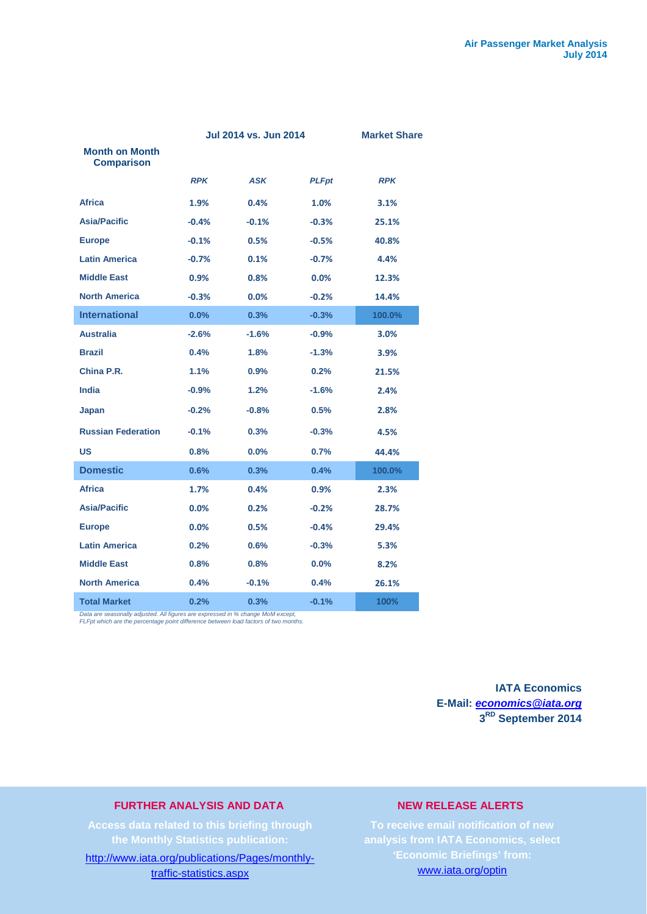| Month on Month Comparison | Jul 2014 vs. Jun 2014 | | | Market Share |
|---|---|---|---|---|
| | *RPK* | *ASK* | *PLFpt* | *RPK* |
| **Africa** | 1.9% | 0.4% | 1.0% | 3.1% |
| **Asia/Pacific** | -0.4% | -0.1% | -0.3% | 25.1% |
| **Europe** | -0.1% | 0.5% | -0.5% | 40.8% |
| **Latin America** | -0.7% | 0.1% | -0.7% | 4.4% |
| **Middle East** | 0.9% | 0.8% | 0.0% | 12.3% |
| **North America** | -0.3% | 0.0% | -0.2% | 14.4% |
| **International** | 0.0% | 0.3% | -0.3% | 100.0% |
| **Australia** | -2.6% | -1.6% | -0.9% | 3.0% |
| **Brazil** | 0.4% | 1.8% | -1.3% | 3.9% |
| **China P.R.** | 1.1% | 0.9% | 0.2% | 21.5% |
| **India** | -0.9% | 1.2% | -1.6% | 2.4% |
| **Japan** | -0.2% | -0.8% | 0.5% | 2.8% |
| **Russian Federation** | -0.1% | 0.3% | -0.3% | 4.5% |
| **US** | 0.8% | 0.0% | 0.7% | 44.4% |
| **Domestic** | 0.6% | 0.3% | 0.4% | 100.0% |
| **Africa** | 1.7% | 0.4% | 0.9% | 2.3% |
| **Asia/Pacific** | 0.0% | 0.2% | -0.2% | 28.7% |
| **Europe** | 0.0% | 0.5% | -0.4% | 29.4% |
| **Latin America** | 0.2% | 0.6% | -0.3% | 5.3% |
| **Middle East** | 0.8% | 0.8% | 0.0% | 8.2% |
| **North America** | 0.4% | -0.1% | 0.4% | 26.1% |
| **Total Market** | 0.2% | 0.3% | -0.1% | 100% |

*Data are seasonally adjusted. All figures are expressed in % change MoM except, FLFpt which are the percentage point difference between load factors of two months.*

**IATA Economics**
**E-Mail: *economics@iata.org***
**3RD September 2014**

## FURTHER ANALYSIS AND DATA

**Access data related to this briefing through the Monthly Statistics publication:**

http://www.iata.org/publications/Pages/monthly-traffic-statistics.aspx

## NEW RELEASE ALERTS

**To receive email notification of new analysis from IATA Economics, select 'Economic Briefings' from:**

www.iata.org/optin